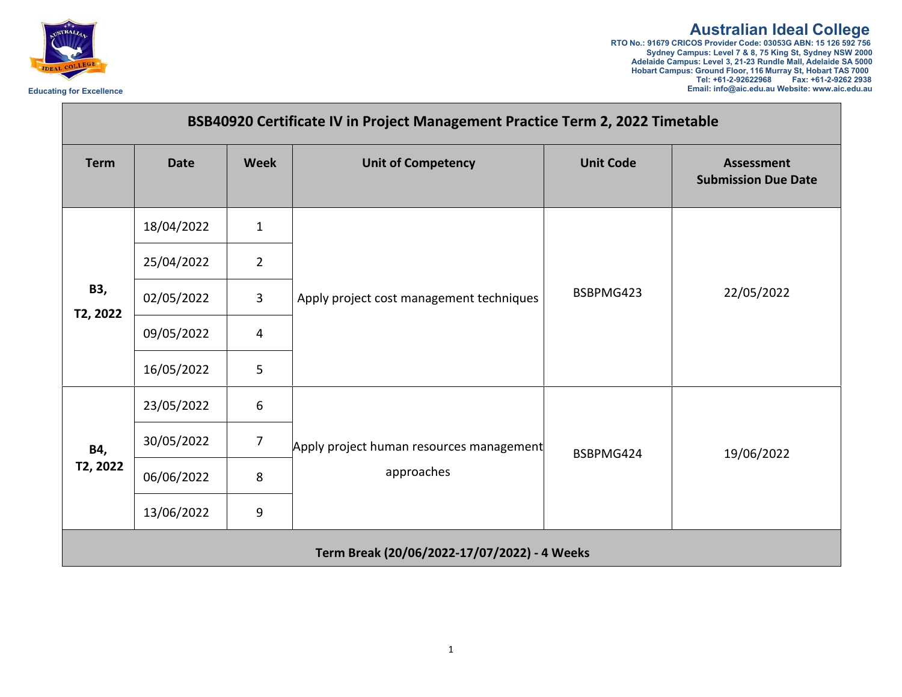**Australian Ideal College**
RTO No.: 91679 CRICOS Provider Code: 03053G ABN: 15 126 592 756
Sydney Campus: Level 7 & 8, 75 King St, Sydney NSW 2000
Adelaide Campus: Level 3, 21-23 Rundle Mall, Adelaide SA 5000
Hobart Campus: Ground Floor, 116 Murray St, Hobart TAS 7000
Tel: +61-2-92622968 Fax: +61-2-9262 2938
Email: info@aic.edu.au Website: www.aic.edu.au

Educating for Excellence

# BSB40920 Certificate IV in Project Management Practice Term 2, 2022 Timetable

| Term | Date | Week | Unit of Competency | Unit Code | Assessment Submission Due Date |
|---|---|---|---|---|---|
| **B3, T2, 2022** | 18/04/2022 | 1 | Apply project cost management techniques | BSBPMG423 | 22/05/2022 |
| | 25/04/2022 | 2 | | | |
| | 02/05/2022 | 3 | | | |
| | 09/05/2022 | 4 | | | |
| | 16/05/2022 | 5 | | | |
| **B4, T2, 2022** | 23/05/2022 | 6 | Apply project human resources management approaches | BSBPMG424 | 19/06/2022 |
| | 30/05/2022 | 7 | | | |
| | 06/06/2022 | 8 | | | |
| | 13/06/2022 | 9 | | | |
| **Term Break (20/06/2022-17/07/2022) - 4 Weeks** | | | | | |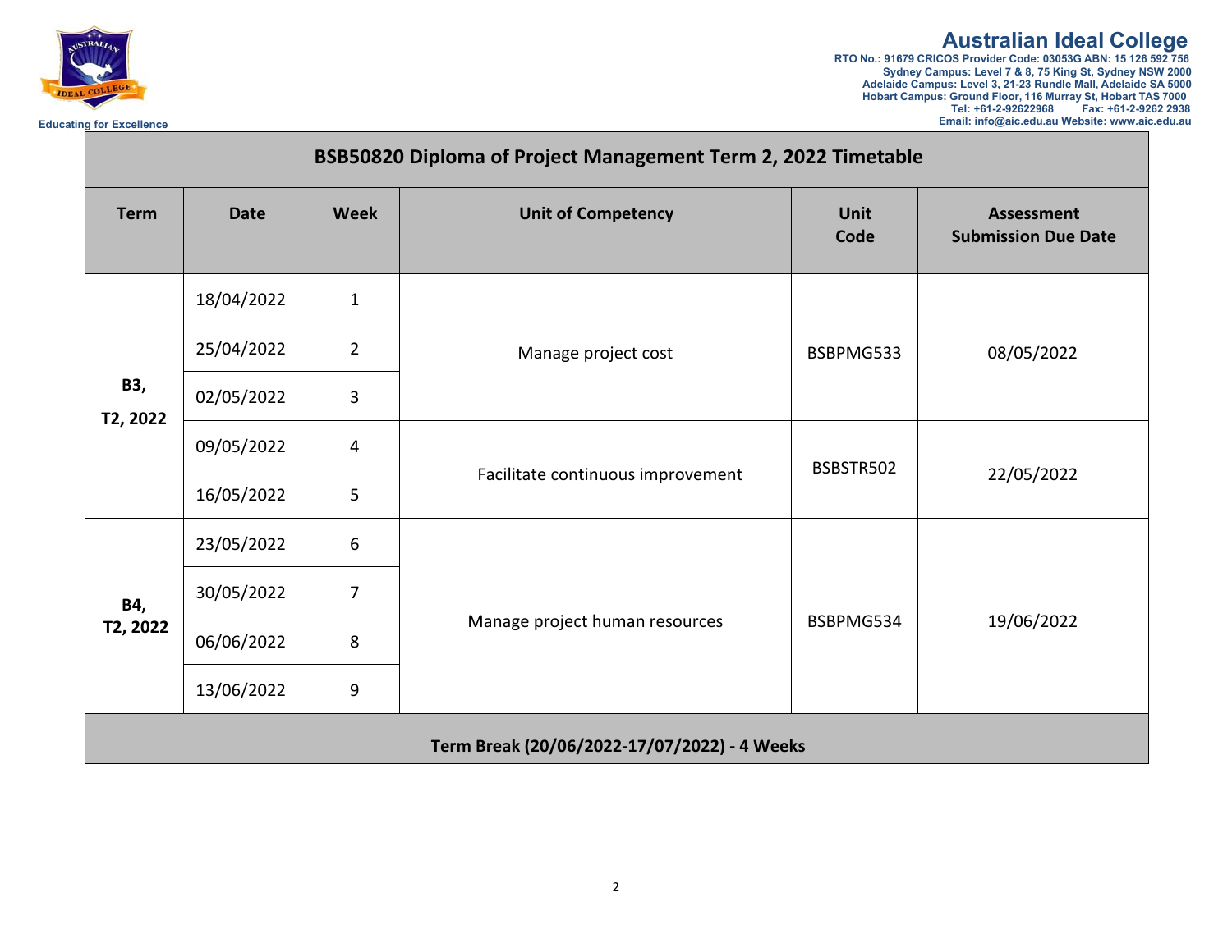Australian Ideal College

RTO No.: 91679 CRICOS Provider Code: 03053G ABN: 15 126 592 756
Sydney Campus: Level 7 & 8, 75 King St, Sydney NSW 2000
Adelaide Campus: Level 3, 21-23 Rundle Mall, Adelaide SA 5000
Hobart Campus: Ground Floor, 116 Murray St, Hobart TAS 7000
Tel: +61-2-92622968 Fax: +61-2-9262 2938
Email: info@aic.edu.au Website: www.aic.edu.au

Educating for Excellence

## BSB50820 Diploma of Project Management Term 2, 2022 Timetable

| Term | Date | Week | Unit of Competency | Unit Code | Assessment Submission Due Date |
|---|---|---|---|---|---|
| B3, T2, 2022 | 18/04/2022 | 1 | Manage project cost | BSBPMG533 | 08/05/2022 |
| | 25/04/2022 | 2 | | | |
| | 02/05/2022 | 3 | | | |
| | 09/05/2022 | 4 | Facilitate continuous improvement | BSBSTR502 | 22/05/2022 |
| | 16/05/2022 | 5 | | | |
| B4, T2, 2022 | 23/05/2022 | 6 | Manage project human resources | BSBPMG534 | 19/06/2022 |
| | 30/05/2022 | 7 | | | |
| | 06/06/2022 | 8 | | | |
| | 13/06/2022 | 9 | | | |
| **Term Break (20/06/2022-17/07/2022) - 4 Weeks** | | | | | |